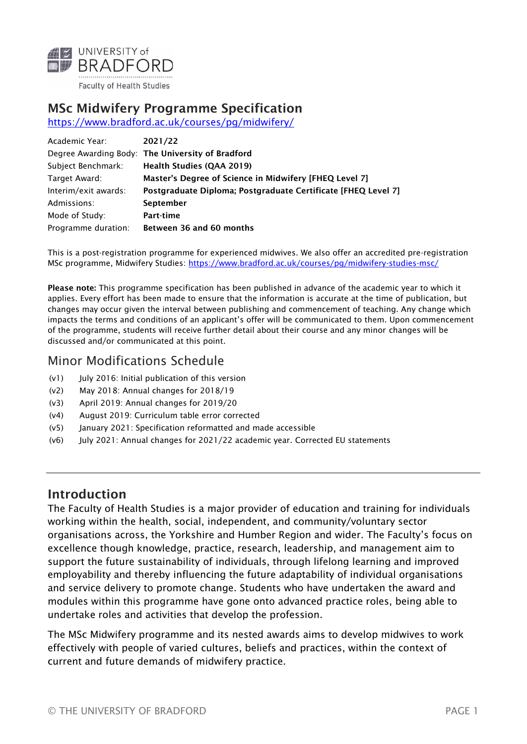UNIVERSITY of BRADFORD

Faculty of Health Studies

# MSc Midwifery Programme Specification

https://www.bradford.ac.uk/courses/pg/midwifery/

| | |
|---|---|
| Academic Year: | **2021/22** |
| Degree Awarding Body: | **The University of Bradford** |
| Subject Benchmark: | **Health Studies (QAA 2019)** |
| Target Award: | **Master's Degree of Science in Midwifery [FHEQ Level 7]** |
| Interim/exit awards: | **Postgraduate Diploma; Postgraduate Certificate [FHEQ Level 7]** |
| Admissions: | **September** |
| Mode of Study: | **Part-time** |
| Programme duration: | **Between 36 and 60 months** |

This is a post-registration programme for experienced midwives. We also offer an accredited pre-registration MSc programme, Midwifery Studies: https://www.bradford.ac.uk/courses/pg/midwifery-studies-msc/

**Please note:** This programme specification has been published in advance of the academic year to which it applies. Every effort has been made to ensure that the information is accurate at the time of publication, but changes may occur given the interval between publishing and commencement of teaching. Any change which impacts the terms and conditions of an applicant's offer will be communicated to them. Upon commencement of the programme, students will receive further detail about their course and any minor changes will be discussed and/or communicated at this point.

## Minor Modifications Schedule

- (v1) July 2016: Initial publication of this version
- (v2) May 2018: Annual changes for 2018/19
- (v3) April 2019: Annual changes for 2019/20
- (v4) August 2019: Curriculum table error corrected
- (v5) January 2021: Specification reformatted and made accessible
- (v6) July 2021: Annual changes for 2021/22 academic year. Corrected EU statements

---

## Introduction

The Faculty of Health Studies is a major provider of education and training for individuals working within the health, social, independent, and community/voluntary sector organisations across, the Yorkshire and Humber Region and wider. The Faculty's focus on excellence though knowledge, practice, research, leadership, and management aim to support the future sustainability of individuals, through lifelong learning and improved employability and thereby influencing the future adaptability of individual organisations and service delivery to promote change. Students who have undertaken the award and modules within this programme have gone onto advanced practice roles, being able to undertake roles and activities that develop the profession.

The MSc Midwifery programme and its nested awards aims to develop midwives to work effectively with people of varied cultures, beliefs and practices, within the context of current and future demands of midwifery practice.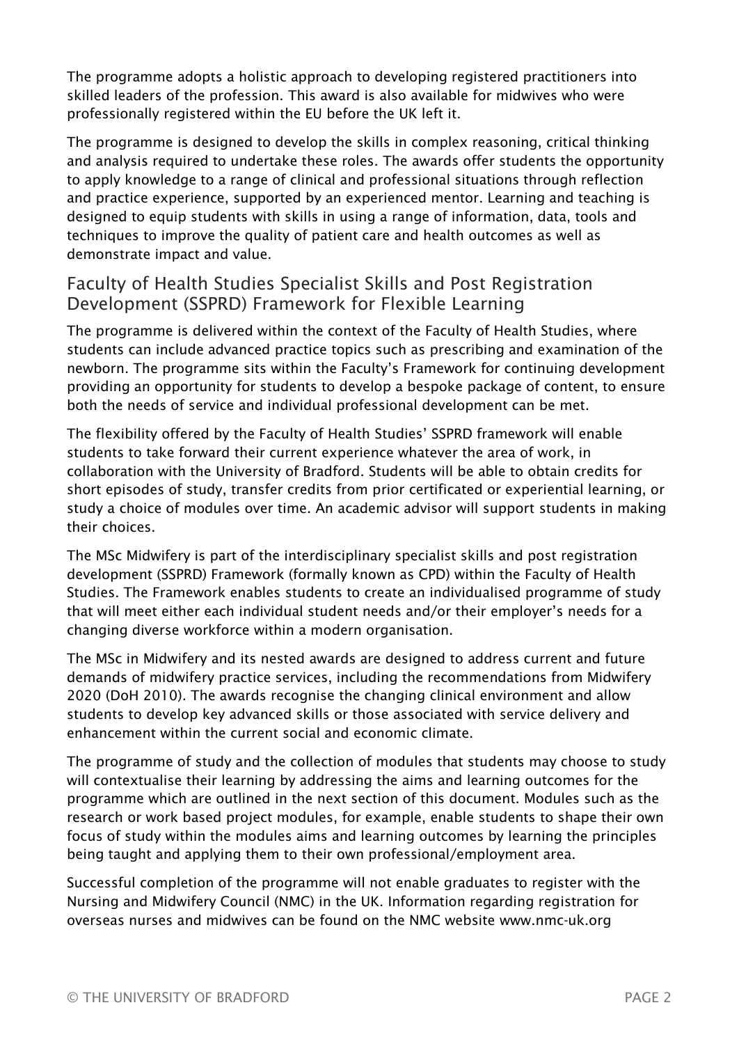The programme adopts a holistic approach to developing registered practitioners into skilled leaders of the profession. This award is also available for midwives who were professionally registered within the EU before the UK left it.

The programme is designed to develop the skills in complex reasoning, critical thinking and analysis required to undertake these roles. The awards offer students the opportunity to apply knowledge to a range of clinical and professional situations through reflection and practice experience, supported by an experienced mentor. Learning and teaching is designed to equip students with skills in using a range of information, data, tools and techniques to improve the quality of patient care and health outcomes as well as demonstrate impact and value.

## Faculty of Health Studies Specialist Skills and Post Registration Development (SSPRD) Framework for Flexible Learning

The programme is delivered within the context of the Faculty of Health Studies, where students can include advanced practice topics such as prescribing and examination of the newborn. The programme sits within the Faculty's Framework for continuing development providing an opportunity for students to develop a bespoke package of content, to ensure both the needs of service and individual professional development can be met.

The flexibility offered by the Faculty of Health Studies' SSPRD framework will enable students to take forward their current experience whatever the area of work, in collaboration with the University of Bradford. Students will be able to obtain credits for short episodes of study, transfer credits from prior certificated or experiential learning, or study a choice of modules over time. An academic advisor will support students in making their choices.

The MSc Midwifery is part of the interdisciplinary specialist skills and post registration development (SSPRD) Framework (formally known as CPD) within the Faculty of Health Studies. The Framework enables students to create an individualised programme of study that will meet either each individual student needs and/or their employer's needs for a changing diverse workforce within a modern organisation.

The MSc in Midwifery and its nested awards are designed to address current and future demands of midwifery practice services, including the recommendations from Midwifery 2020 (DoH 2010). The awards recognise the changing clinical environment and allow students to develop key advanced skills or those associated with service delivery and enhancement within the current social and economic climate.

The programme of study and the collection of modules that students may choose to study will contextualise their learning by addressing the aims and learning outcomes for the programme which are outlined in the next section of this document. Modules such as the research or work based project modules, for example, enable students to shape their own focus of study within the modules aims and learning outcomes by learning the principles being taught and applying them to their own professional/employment area.

Successful completion of the programme will not enable graduates to register with the Nursing and Midwifery Council (NMC) in the UK. Information regarding registration for overseas nurses and midwives can be found on the NMC website www.nmc-uk.org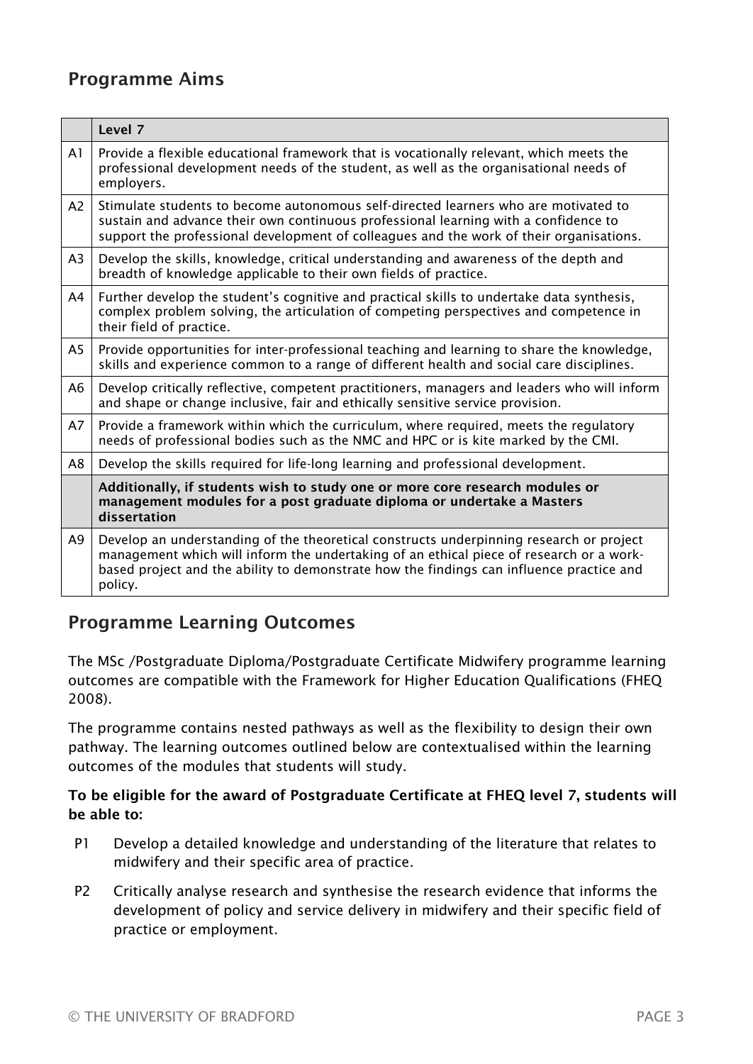## Programme Aims

| | Level 7 |
|---|---|
| A1 | Provide a flexible educational framework that is vocationally relevant, which meets the professional development needs of the student, as well as the organisational needs of employers. |
| A2 | Stimulate students to become autonomous self-directed learners who are motivated to sustain and advance their own continuous professional learning with a confidence to support the professional development of colleagues and the work of their organisations. |
| A3 | Develop the skills, knowledge, critical understanding and awareness of the depth and breadth of knowledge applicable to their own fields of practice. |
| A4 | Further develop the student's cognitive and practical skills to undertake data synthesis, complex problem solving, the articulation of competing perspectives and competence in their field of practice. |
| A5 | Provide opportunities for inter-professional teaching and learning to share the knowledge, skills and experience common to a range of different health and social care disciplines. |
| A6 | Develop critically reflective, competent practitioners, managers and leaders who will inform and shape or change inclusive, fair and ethically sensitive service provision. |
| A7 | Provide a framework within which the curriculum, where required, meets the regulatory needs of professional bodies such as the NMC and HPC or is kite marked by the CMI. |
| A8 | Develop the skills required for life-long learning and professional development. |
| | **Additionally, if students wish to study one or more core research modules or management modules for a post graduate diploma or undertake a Masters dissertation** |
| A9 | Develop an understanding of the theoretical constructs underpinning research or project management which will inform the undertaking of an ethical piece of research or a work-based project and the ability to demonstrate how the findings can influence practice and policy. |

## Programme Learning Outcomes

The MSc /Postgraduate Diploma/Postgraduate Certificate Midwifery programme learning outcomes are compatible with the Framework for Higher Education Qualifications (FHEQ 2008).

The programme contains nested pathways as well as the flexibility to design their own pathway. The learning outcomes outlined below are contextualised within the learning outcomes of the modules that students will study.

**To be eligible for the award of Postgraduate Certificate at FHEQ level 7, students will be able to:**

- P1 Develop a detailed knowledge and understanding of the literature that relates to midwifery and their specific area of practice.
- P2 Critically analyse research and synthesise the research evidence that informs the development of policy and service delivery in midwifery and their specific field of practice or employment.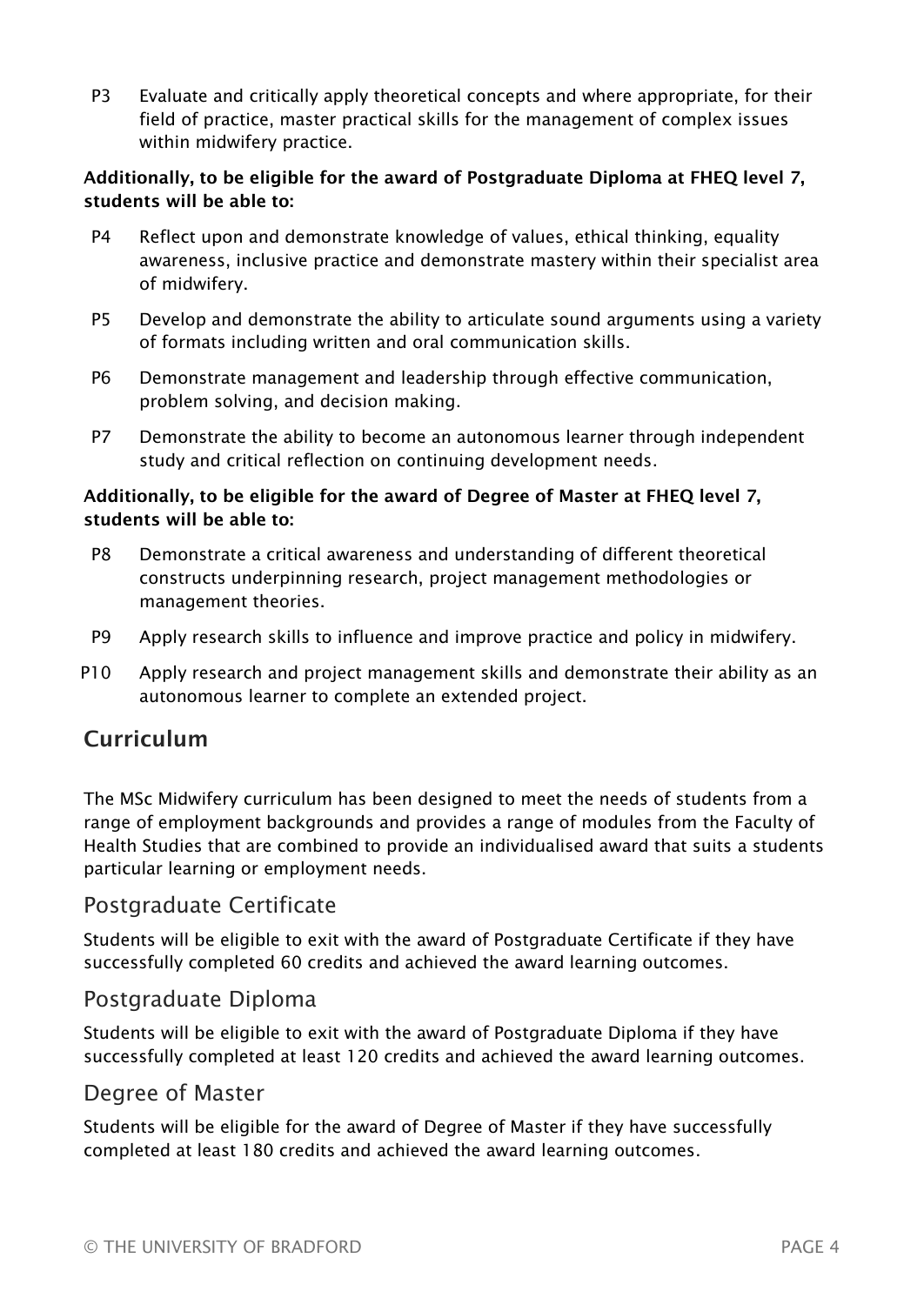P3 Evaluate and critically apply theoretical concepts and where appropriate, for their field of practice, master practical skills for the management of complex issues within midwifery practice.

**Additionally, to be eligible for the award of Postgraduate Diploma at FHEQ level 7, students will be able to:**

P4 Reflect upon and demonstrate knowledge of values, ethical thinking, equality awareness, inclusive practice and demonstrate mastery within their specialist area of midwifery.

P5 Develop and demonstrate the ability to articulate sound arguments using a variety of formats including written and oral communication skills.

P6 Demonstrate management and leadership through effective communication, problem solving, and decision making.

P7 Demonstrate the ability to become an autonomous learner through independent study and critical reflection on continuing development needs.

**Additionally, to be eligible for the award of Degree of Master at FHEQ level 7, students will be able to:**

P8 Demonstrate a critical awareness and understanding of different theoretical constructs underpinning research, project management methodologies or management theories.

P9 Apply research skills to influence and improve practice and policy in midwifery.

P10 Apply research and project management skills and demonstrate their ability as an autonomous learner to complete an extended project.

## Curriculum

The MSc Midwifery curriculum has been designed to meet the needs of students from a range of employment backgrounds and provides a range of modules from the Faculty of Health Studies that are combined to provide an individualised award that suits a students particular learning or employment needs.

### Postgraduate Certificate

Students will be eligible to exit with the award of Postgraduate Certificate if they have successfully completed 60 credits and achieved the award learning outcomes.

### Postgraduate Diploma

Students will be eligible to exit with the award of Postgraduate Diploma if they have successfully completed at least 120 credits and achieved the award learning outcomes.

### Degree of Master

Students will be eligible for the award of Degree of Master if they have successfully completed at least 180 credits and achieved the award learning outcomes.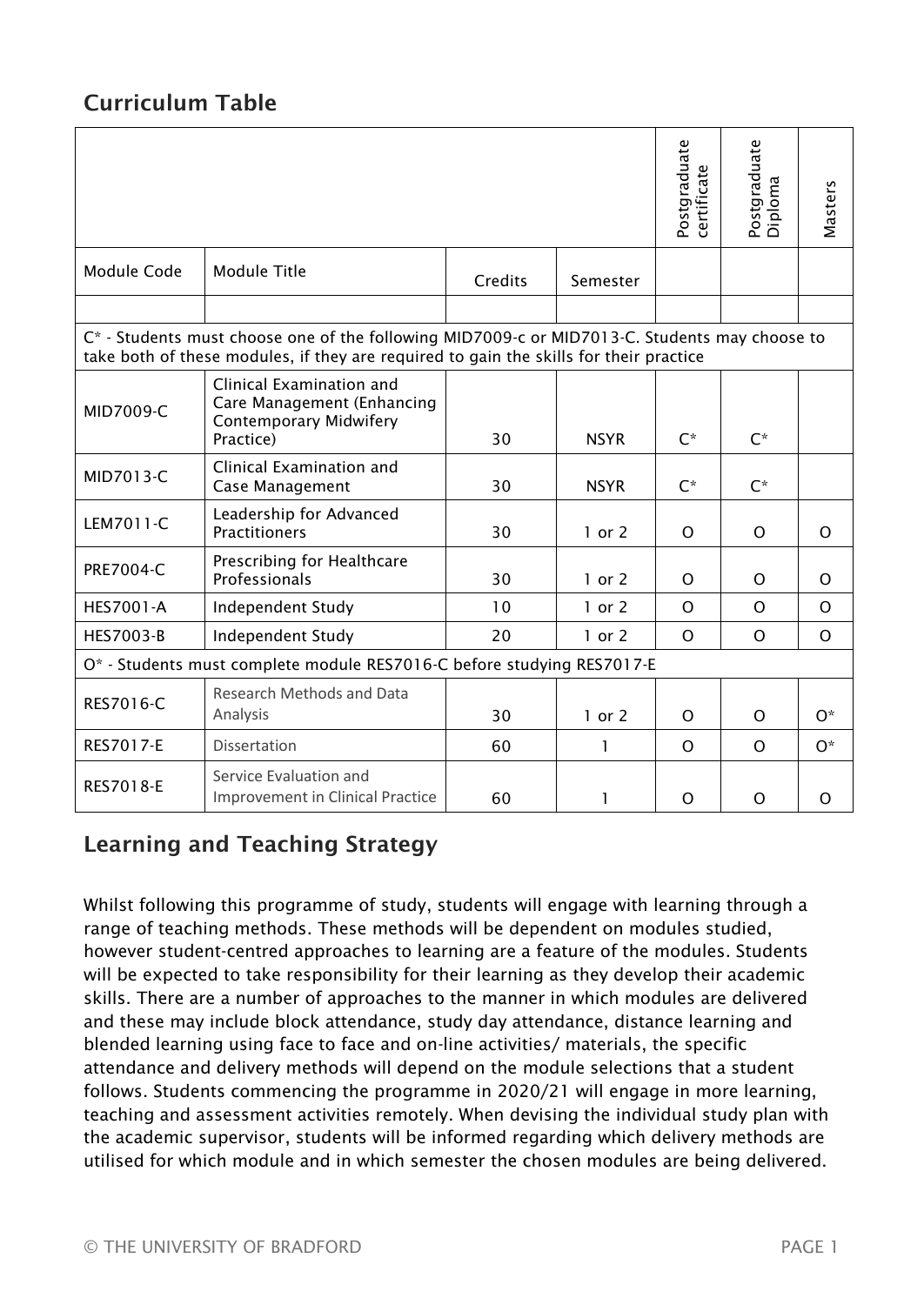## Curriculum Table

| | | | | Postgraduate certificate | Postgraduate Diploma | Masters |
|---|---|---|---|---|---|---|
| Module Code | Module Title | Credits | Semester | | | |
| | | | | | | |
| C* - Students must choose one of the following MID7009-c or MID7013-C. Students may choose to take both of these modules, if they are required to gain the skills for their practice | | | | | | |
| MID7009-C | Clinical Examination and Care Management (Enhancing Contemporary Midwifery Practice) | 30 | NSYR | C* | C* | |
| MID7013-C | Clinical Examination and Case Management | 30 | NSYR | C* | C* | |
| LEM7011-C | Leadership for Advanced Practitioners | 30 | 1 or 2 | O | O | O |
| PRE7004-C | Prescribing for Healthcare Professionals | 30 | 1 or 2 | O | O | O |
| HES7001-A | Independent Study | 10 | 1 or 2 | O | O | O |
| HES7003-B | Independent Study | 20 | 1 or 2 | O | O | O |
| O* - Students must complete module RES7016-C before studying RES7017-E | | | | | | |
| RES7016-C | Research Methods and Data Analysis | 30 | 1 or 2 | O | O | O* |
| RES7017-E | Dissertation | 60 | 1 | O | O | O* |
| RES7018-E | Service Evaluation and Improvement in Clinical Practice | 60 | 1 | O | O | O |

## Learning and Teaching Strategy

Whilst following this programme of study, students will engage with learning through a range of teaching methods. These methods will be dependent on modules studied, however student-centred approaches to learning are a feature of the modules. Students will be expected to take responsibility for their learning as they develop their academic skills. There are a number of approaches to the manner in which modules are delivered and these may include block attendance, study day attendance, distance learning and blended learning using face to face and on-line activities/ materials, the specific attendance and delivery methods will depend on the module selections that a student follows. Students commencing the programme in 2020/21 will engage in more learning, teaching and assessment activities remotely. When devising the individual study plan with the academic supervisor, students will be informed regarding which delivery methods are utilised for which module and in which semester the chosen modules are being delivered.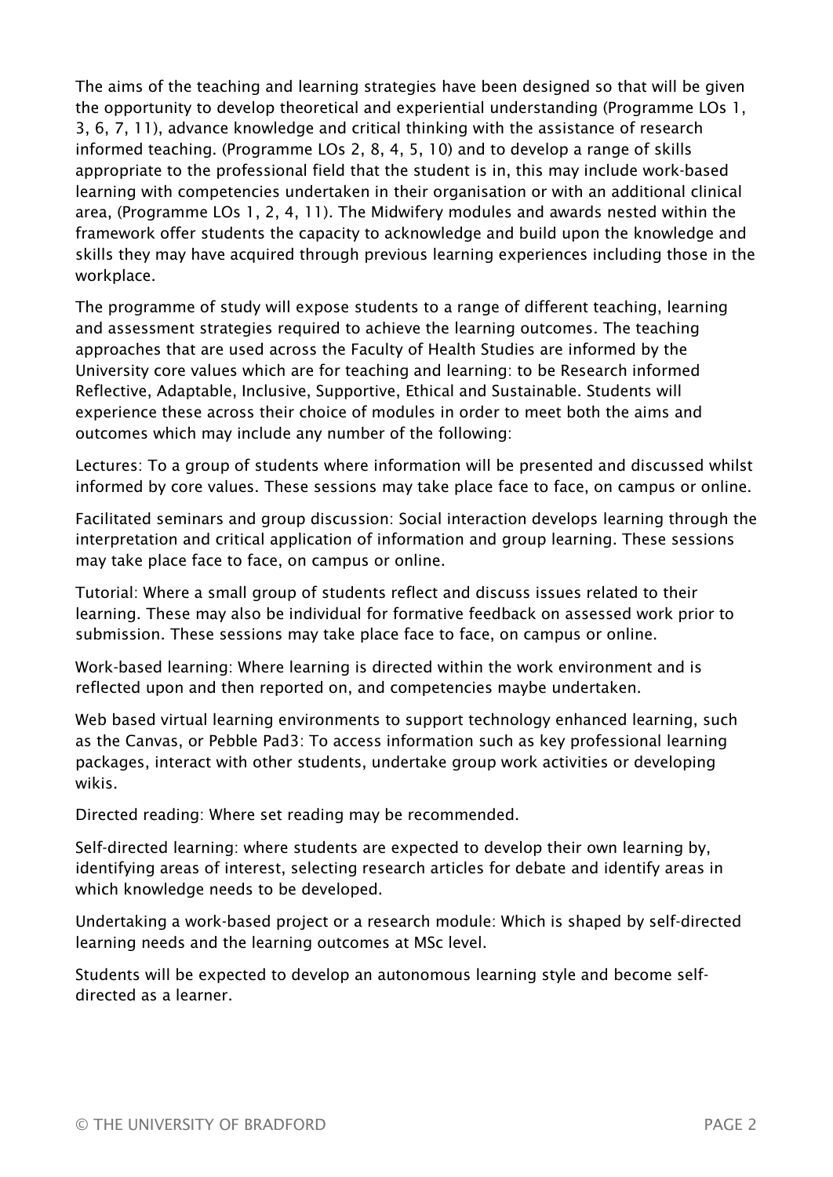The aims of the teaching and learning strategies have been designed so that will be given the opportunity to develop theoretical and experiential understanding (Programme LOs 1, 3, 6, 7, 11), advance knowledge and critical thinking with the assistance of research informed teaching. (Programme LOs 2, 8, 4, 5, 10) and to develop a range of skills appropriate to the professional field that the student is in, this may include work-based learning with competencies undertaken in their organisation or with an additional clinical area, (Programme LOs 1, 2, 4, 11). The Midwifery modules and awards nested within the framework offer students the capacity to acknowledge and build upon the knowledge and skills they may have acquired through previous learning experiences including those in the workplace.

The programme of study will expose students to a range of different teaching, learning and assessment strategies required to achieve the learning outcomes. The teaching approaches that are used across the Faculty of Health Studies are informed by the University core values which are for teaching and learning: to be Research informed Reflective, Adaptable, Inclusive, Supportive, Ethical and Sustainable. Students will experience these across their choice of modules in order to meet both the aims and outcomes which may include any number of the following:

Lectures: To a group of students where information will be presented and discussed whilst informed by core values. These sessions may take place face to face, on campus or online.

Facilitated seminars and group discussion: Social interaction develops learning through the interpretation and critical application of information and group learning. These sessions may take place face to face, on campus or online.

Tutorial: Where a small group of students reflect and discuss issues related to their learning. These may also be individual for formative feedback on assessed work prior to submission. These sessions may take place face to face, on campus or online.

Work-based learning: Where learning is directed within the work environment and is reflected upon and then reported on, and competencies maybe undertaken.

Web based virtual learning environments to support technology enhanced learning, such as the Canvas, or Pebble Pad3: To access information such as key professional learning packages, interact with other students, undertake group work activities or developing wikis.

Directed reading: Where set reading may be recommended.

Self-directed learning: where students are expected to develop their own learning by, identifying areas of interest, selecting research articles for debate and identify areas in which knowledge needs to be developed.

Undertaking a work-based project or a research module: Which is shaped by self-directed learning needs and the learning outcomes at MSc level.

Students will be expected to develop an autonomous learning style and become self-directed as a learner.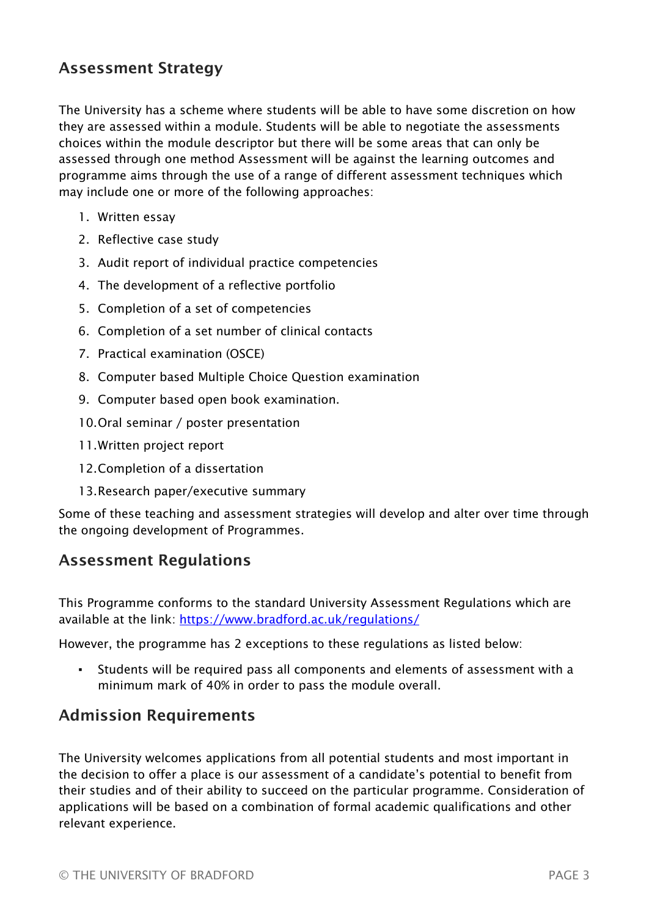## Assessment Strategy

The University has a scheme where students will be able to have some discretion on how they are assessed within a module. Students will be able to negotiate the assessments choices within the module descriptor but there will be some areas that can only be assessed through one method Assessment will be against the learning outcomes and programme aims through the use of a range of different assessment techniques which may include one or more of the following approaches:

1. Written essay
2. Reflective case study
3. Audit report of individual practice competencies
4. The development of a reflective portfolio
5. Completion of a set of competencies
6. Completion of a set number of clinical contacts
7. Practical examination (OSCE)
8. Computer based Multiple Choice Question examination
9. Computer based open book examination.
10. Oral seminar / poster presentation
11. Written project report
12. Completion of a dissertation
13. Research paper/executive summary

Some of these teaching and assessment strategies will develop and alter over time through the ongoing development of Programmes.

## Assessment Regulations

This Programme conforms to the standard University Assessment Regulations which are available at the link: https://www.bradford.ac.uk/regulations/

However, the programme has 2 exceptions to these regulations as listed below:

- Students will be required pass all components and elements of assessment with a minimum mark of 40% in order to pass the module overall.

## Admission Requirements

The University welcomes applications from all potential students and most important in the decision to offer a place is our assessment of a candidate's potential to benefit from their studies and of their ability to succeed on the particular programme. Consideration of applications will be based on a combination of formal academic qualifications and other relevant experience.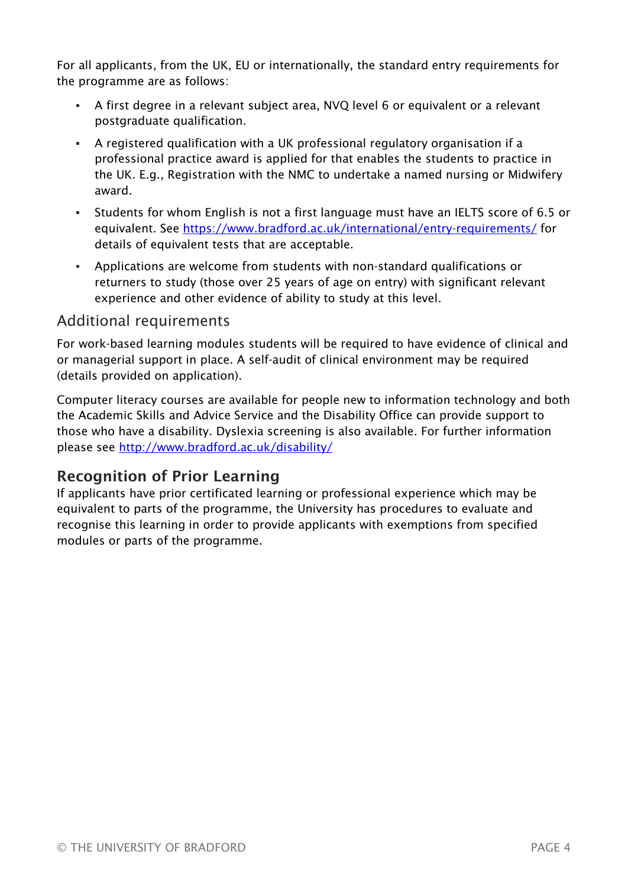For all applicants, from the UK, EU or internationally, the standard entry requirements for the programme are as follows:

- A first degree in a relevant subject area, NVQ level 6 or equivalent or a relevant postgraduate qualification.
- A registered qualification with a UK professional regulatory organisation if a professional practice award is applied for that enables the students to practice in the UK. E.g., Registration with the NMC to undertake a named nursing or Midwifery award.
- Students for whom English is not a first language must have an IELTS score of 6.5 or equivalent. See https://www.bradford.ac.uk/international/entry-requirements/ for details of equivalent tests that are acceptable.
- Applications are welcome from students with non-standard qualifications or returners to study (those over 25 years of age on entry) with significant relevant experience and other evidence of ability to study at this level.

### Additional requirements

For work-based learning modules students will be required to have evidence of clinical and or managerial support in place. A self-audit of clinical environment may be required (details provided on application).

Computer literacy courses are available for people new to information technology and both the Academic Skills and Advice Service and the Disability Office can provide support to those who have a disability. Dyslexia screening is also available. For further information please see http://www.bradford.ac.uk/disability/

## Recognition of Prior Learning

If applicants have prior certificated learning or professional experience which may be equivalent to parts of the programme, the University has procedures to evaluate and recognise this learning in order to provide applicants with exemptions from specified modules or parts of the programme.